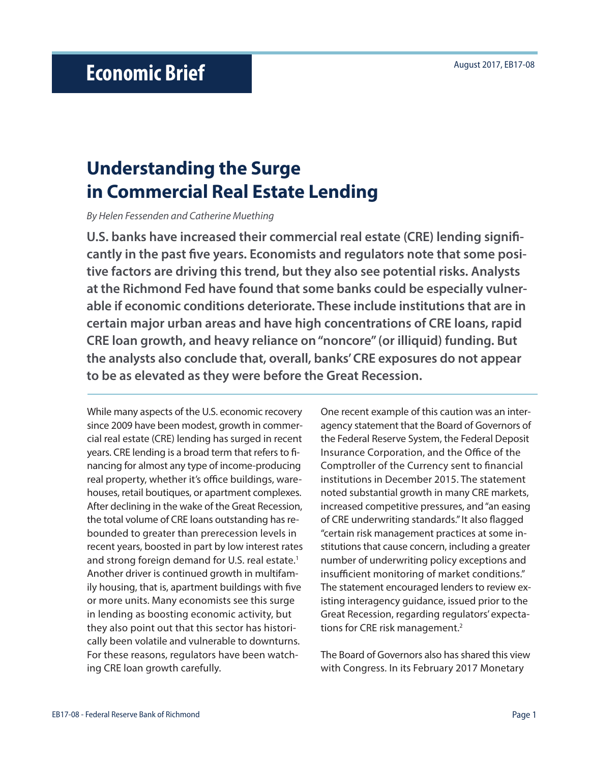# Economic Brief

August 2017, EB17-08

## Understanding the Surge in Commercial Real Estate Lending

*By Helen Fessenden and Catherine Muething*

**U.S. banks have increased their commercial real estate (CRE) lending significantly in the past five years. Economists and regulators note that some positive factors are driving this trend, but they also see potential risks. Analysts at the Richmond Fed have found that some banks could be especially vulnerable if economic conditions deteriorate. These include institutions that are in certain major urban areas and have high concentrations of CRE loans, rapid CRE loan growth, and heavy reliance on "noncore" (or illiquid) funding. But the analysts also conclude that, overall, banks' CRE exposures do not appear to be as elevated as they were before the Great Recession.**

While many aspects of the U.S. economic recovery since 2009 have been modest, growth in commercial real estate (CRE) lending has surged in recent years. CRE lending is a broad term that refers to financing for almost any type of income-producing real property, whether it's office buildings, warehouses, retail boutiques, or apartment complexes. After declining in the wake of the Great Recession, the total volume of CRE loans outstanding has rebounded to greater than prerecession levels in recent years, boosted in part by low interest rates and strong foreign demand for U.S. real estate.[1] Another driver is continued growth in multifamily housing, that is, apartment buildings with five or more units. Many economists see this surge in lending as boosting economic activity, but they also point out that this sector has historically been volatile and vulnerable to downturns. For these reasons, regulators have been watching CRE loan growth carefully.

One recent example of this caution was an interagency statement that the Board of Governors of the Federal Reserve System, the Federal Deposit Insurance Corporation, and the Office of the Comptroller of the Currency sent to financial institutions in December 2015. The statement noted substantial growth in many CRE markets, increased competitive pressures, and "an easing of CRE underwriting standards." It also flagged "certain risk management practices at some institutions that cause concern, including a greater number of underwriting policy exceptions and insufficient monitoring of market conditions." The statement encouraged lenders to review existing interagency guidance, issued prior to the Great Recession, regarding regulators' expectations for CRE risk management.[2]

The Board of Governors also has shared this view with Congress. In its February 2017 Monetary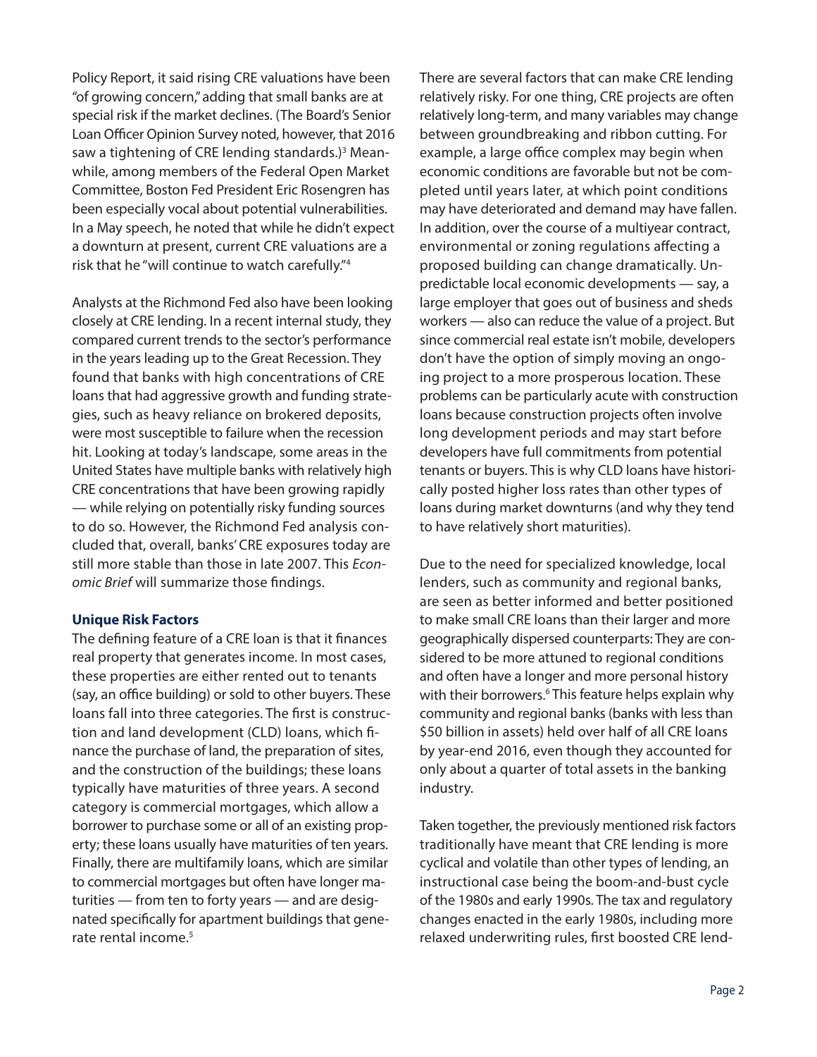Policy Report, it said rising CRE valuations have been "of growing concern," adding that small banks are at special risk if the market declines. (The Board's Senior Loan Officer Opinion Survey noted, however, that 2016 saw a tightening of CRE lending standards.)[3] Meanwhile, among members of the Federal Open Market Committee, Boston Fed President Eric Rosengren has been especially vocal about potential vulnerabilities. In a May speech, he noted that while he didn't expect a downturn at present, current CRE valuations are a risk that he "will continue to watch carefully."[4]

Analysts at the Richmond Fed also have been looking closely at CRE lending. In a recent internal study, they compared current trends to the sector's performance in the years leading up to the Great Recession. They found that banks with high concentrations of CRE loans that had aggressive growth and funding strategies, such as heavy reliance on brokered deposits, were most susceptible to failure when the recession hit. Looking at today's landscape, some areas in the United States have multiple banks with relatively high CRE concentrations that have been growing rapidly — while relying on potentially risky funding sources to do so. However, the Richmond Fed analysis concluded that, overall, banks' CRE exposures today are still more stable than those in late 2007. This *Economic Brief* will summarize those findings.

**Unique Risk Factors**

The defining feature of a CRE loan is that it finances real property that generates income. In most cases, these properties are either rented out to tenants (say, an office building) or sold to other buyers. These loans fall into three categories. The first is construction and land development (CLD) loans, which finance the purchase of land, the preparation of sites, and the construction of the buildings; these loans typically have maturities of three years. A second category is commercial mortgages, which allow a borrower to purchase some or all of an existing property; these loans usually have maturities of ten years. Finally, there are multifamily loans, which are similar to commercial mortgages but often have longer maturities — from ten to forty years — and are designated specifically for apartment buildings that generate rental income.[5]

There are several factors that can make CRE lending relatively risky. For one thing, CRE projects are often relatively long-term, and many variables may change between groundbreaking and ribbon cutting. For example, a large office complex may begin when economic conditions are favorable but not be completed until years later, at which point conditions may have deteriorated and demand may have fallen. In addition, over the course of a multiyear contract, environmental or zoning regulations affecting a proposed building can change dramatically. Unpredictable local economic developments — say, a large employer that goes out of business and sheds workers — also can reduce the value of a project. But since commercial real estate isn't mobile, developers don't have the option of simply moving an ongoing project to a more prosperous location. These problems can be particularly acute with construction loans because construction projects often involve long development periods and may start before developers have full commitments from potential tenants or buyers. This is why CLD loans have historically posted higher loss rates than other types of loans during market downturns (and why they tend to have relatively short maturities).

Due to the need for specialized knowledge, local lenders, such as community and regional banks, are seen as better informed and better positioned to make small CRE loans than their larger and more geographically dispersed counterparts: They are considered to be more attuned to regional conditions and often have a longer and more personal history with their borrowers.[6] This feature helps explain why community and regional banks (banks with less than $50 billion in assets) held over half of all CRE loans by year-end 2016, even though they accounted for only about a quarter of total assets in the banking industry.

Taken together, the previously mentioned risk factors traditionally have meant that CRE lending is more cyclical and volatile than other types of lending, an instructional case being the boom-and-bust cycle of the 1980s and early 1990s. The tax and regulatory changes enacted in the early 1980s, including more relaxed underwriting rules, first boosted CRE lend-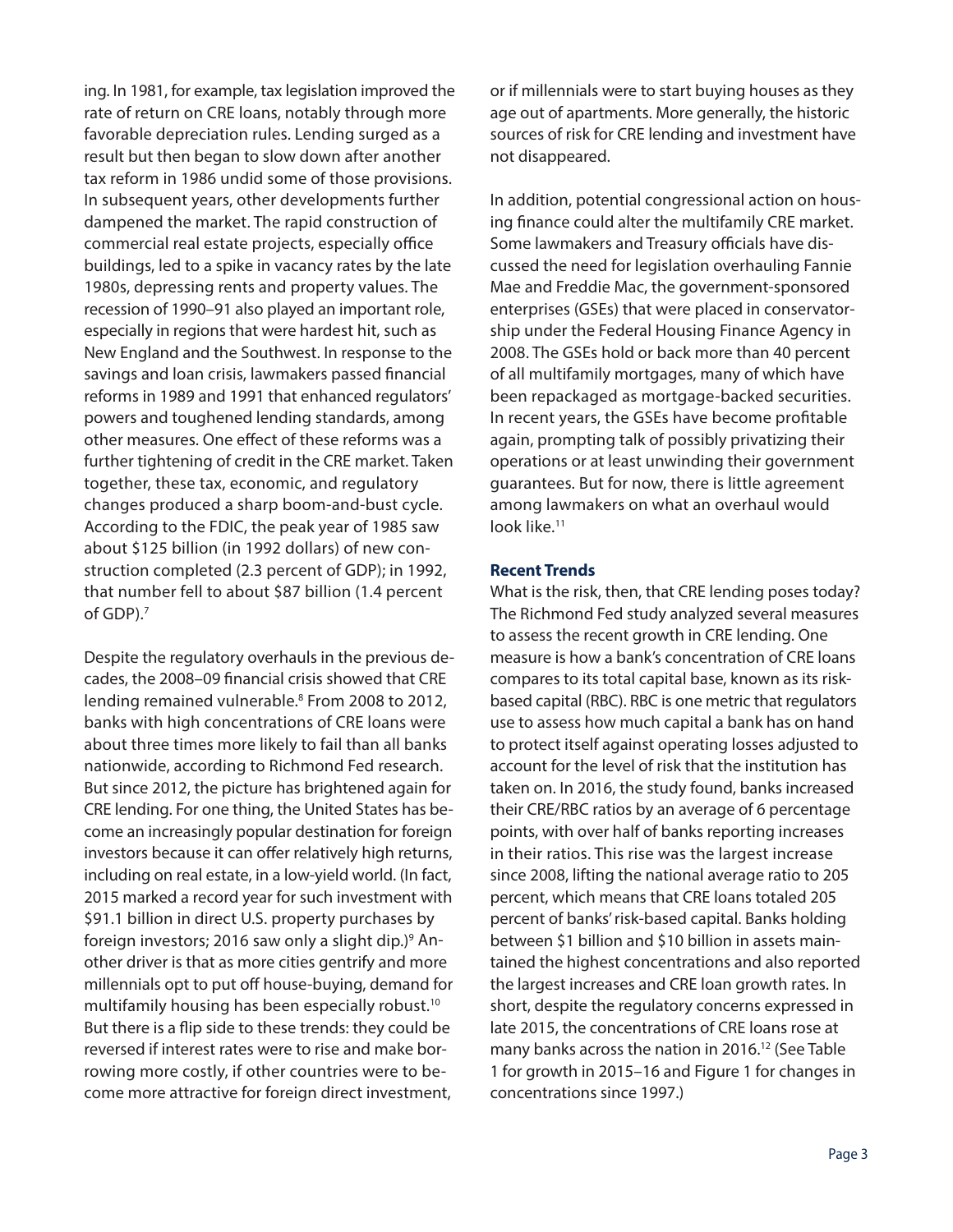ing. In 1981, for example, tax legislation improved the rate of return on CRE loans, notably through more favorable depreciation rules. Lending surged as a result but then began to slow down after another tax reform in 1986 undid some of those provisions. In subsequent years, other developments further dampened the market. The rapid construction of commercial real estate projects, especially office buildings, led to a spike in vacancy rates by the late 1980s, depressing rents and property values. The recession of 1990–91 also played an important role, especially in regions that were hardest hit, such as New England and the Southwest. In response to the savings and loan crisis, lawmakers passed financial reforms in 1989 and 1991 that enhanced regulators' powers and toughened lending standards, among other measures. One effect of these reforms was a further tightening of credit in the CRE market. Taken together, these tax, economic, and regulatory changes produced a sharp boom-and-bust cycle. According to the FDIC, the peak year of 1985 saw about $125 billion (in 1992 dollars) of new construction completed (2.3 percent of GDP); in 1992, that number fell to about $87 billion (1.4 percent of GDP).[7]

Despite the regulatory overhauls in the previous decades, the 2008–09 financial crisis showed that CRE lending remained vulnerable.[8] From 2008 to 2012, banks with high concentrations of CRE loans were about three times more likely to fail than all banks nationwide, according to Richmond Fed research. But since 2012, the picture has brightened again for CRE lending. For one thing, the United States has become an increasingly popular destination for foreign investors because it can offer relatively high returns, including on real estate, in a low-yield world. (In fact, 2015 marked a record year for such investment with $91.1 billion in direct U.S. property purchases by foreign investors; 2016 saw only a slight dip.)[9] Another driver is that as more cities gentrify and more millennials opt to put off house-buying, demand for multifamily housing has been especially robust.[10] But there is a flip side to these trends: they could be reversed if interest rates were to rise and make borrowing more costly, if other countries were to become more attractive for foreign direct investment, or if millennials were to start buying houses as they age out of apartments. More generally, the historic sources of risk for CRE lending and investment have not disappeared.

In addition, potential congressional action on housing finance could alter the multifamily CRE market. Some lawmakers and Treasury officials have discussed the need for legislation overhauling Fannie Mae and Freddie Mac, the government-sponsored enterprises (GSEs) that were placed in conservatorship under the Federal Housing Finance Agency in 2008. The GSEs hold or back more than 40 percent of all multifamily mortgages, many of which have been repackaged as mortgage-backed securities. In recent years, the GSEs have become profitable again, prompting talk of possibly privatizing their operations or at least unwinding their government guarantees. But for now, there is little agreement among lawmakers on what an overhaul would look like.[11]

## Recent Trends

What is the risk, then, that CRE lending poses today? The Richmond Fed study analyzed several measures to assess the recent growth in CRE lending. One measure is how a bank's concentration of CRE loans compares to its total capital base, known as its risk-based capital (RBC). RBC is one metric that regulators use to assess how much capital a bank has on hand to protect itself against operating losses adjusted to account for the level of risk that the institution has taken on. In 2016, the study found, banks increased their CRE/RBC ratios by an average of 6 percentage points, with over half of banks reporting increases in their ratios. This rise was the largest increase since 2008, lifting the national average ratio to 205 percent, which means that CRE loans totaled 205 percent of banks' risk-based capital. Banks holding between $1 billion and $10 billion in assets maintained the highest concentrations and also reported the largest increases and CRE loan growth rates. In short, despite the regulatory concerns expressed in late 2015, the concentrations of CRE loans rose at many banks across the nation in 2016.[12] (See Table 1 for growth in 2015–16 and Figure 1 for changes in concentrations since 1997.)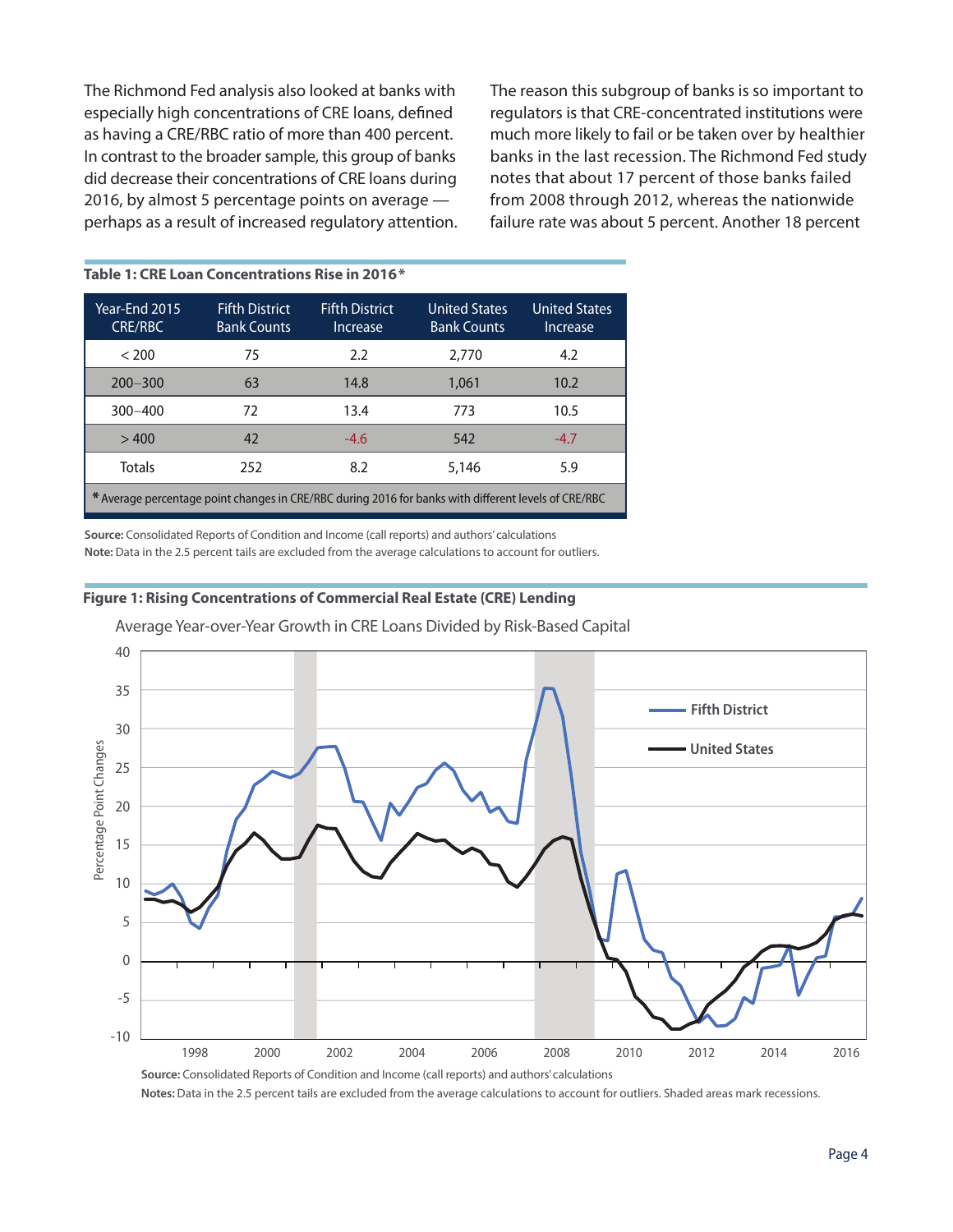The Richmond Fed analysis also looked at banks with especially high concentrations of CRE loans, defined as having a CRE/RBC ratio of more than 400 percent. In contrast to the broader sample, this group of banks did decrease their concentrations of CRE loans during 2016, by almost 5 percentage points on average — perhaps as a result of increased regulatory attention.

The reason this subgroup of banks is so important to regulators is that CRE-concentrated institutions were much more likely to fail or be taken over by healthier banks in the last recession. The Richmond Fed study notes that about 17 percent of those banks failed from 2008 through 2012, whereas the nationwide failure rate was about 5 percent. Another 18 percent

**Table 1: CRE Loan Concentrations Rise in 2016***

| Year-End 2015 CRE/RBC | Fifth District Bank Counts | Fifth District Increase | United States Bank Counts | United States Increase |
|---|---|---|---|---|
| < 200 | 75 | 2.2 | 2,770 | 4.2 |
| 200–300 | 63 | 14.8 | 1,061 | 10.2 |
| 300–400 | 72 | 13.4 | 773 | 10.5 |
| > 400 | 42 | -4.6 | 542 | -4.7 |
| Totals | 252 | 8.2 | 5,146 | 5.9 |

* Average percentage point changes in CRE/RBC during 2016 for banks with different levels of CRE/RBC

**Source:** Consolidated Reports of Condition and Income (call reports) and authors' calculations
**Note:** Data in the 2.5 percent tails are excluded from the average calculations to account for outliers.

**Figure 1: Rising Concentrations of Commercial Real Estate (CRE) Lending**

Average Year-over-Year Growth in CRE Loans Divided by Risk-Based Capital

**Source:** Consolidated Reports of Condition and Income (call reports) and authors' calculations
**Notes:** Data in the 2.5 percent tails are excluded from the average calculations to account for outliers. Shaded areas mark recessions.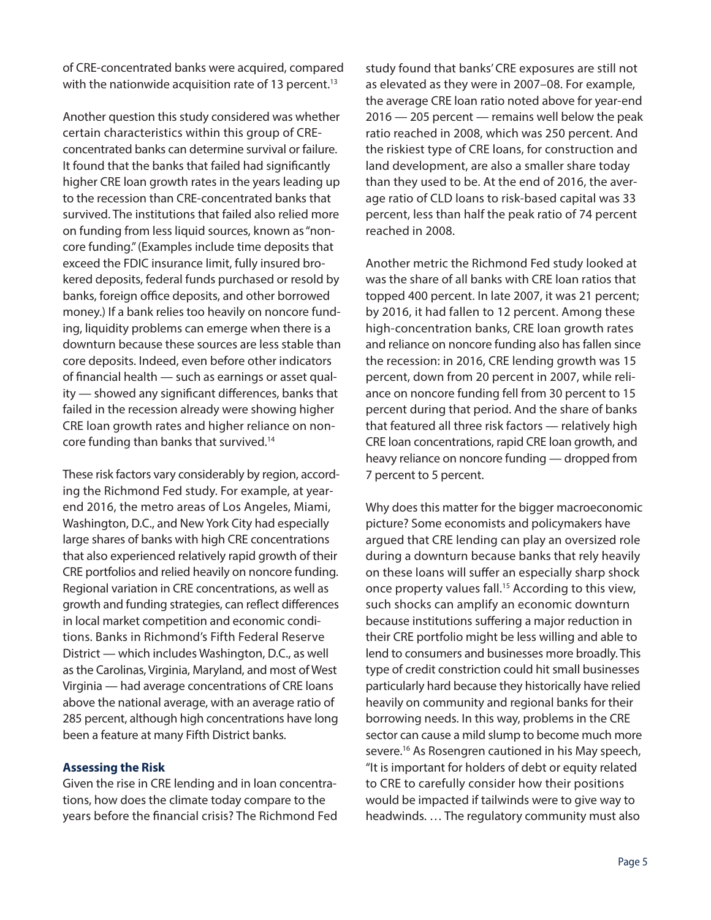of CRE-concentrated banks were acquired, compared with the nationwide acquisition rate of 13 percent.[13]

Another question this study considered was whether certain characteristics within this group of CRE-concentrated banks can determine survival or failure. It found that the banks that failed had significantly higher CRE loan growth rates in the years leading up to the recession than CRE-concentrated banks that survived. The institutions that failed also relied more on funding from less liquid sources, known as "noncore funding." (Examples include time deposits that exceed the FDIC insurance limit, fully insured brokered deposits, federal funds purchased or resold by banks, foreign office deposits, and other borrowed money.) If a bank relies too heavily on noncore funding, liquidity problems can emerge when there is a downturn because these sources are less stable than core deposits. Indeed, even before other indicators of financial health — such as earnings or asset quality — showed any significant differences, banks that failed in the recession already were showing higher CRE loan growth rates and higher reliance on noncore funding than banks that survived.[14]

These risk factors vary considerably by region, according the Richmond Fed study. For example, at year-end 2016, the metro areas of Los Angeles, Miami, Washington, D.C., and New York City had especially large shares of banks with high CRE concentrations that also experienced relatively rapid growth of their CRE portfolios and relied heavily on noncore funding. Regional variation in CRE concentrations, as well as growth and funding strategies, can reflect differences in local market competition and economic conditions. Banks in Richmond's Fifth Federal Reserve District — which includes Washington, D.C., as well as the Carolinas, Virginia, Maryland, and most of West Virginia — had average concentrations of CRE loans above the national average, with an average ratio of 285 percent, although high concentrations have long been a feature at many Fifth District banks.

### Assessing the Risk

Given the rise in CRE lending and in loan concentrations, how does the climate today compare to the years before the financial crisis? The Richmond Fed study found that banks' CRE exposures are still not as elevated as they were in 2007–08. For example, the average CRE loan ratio noted above for year-end 2016 — 205 percent — remains well below the peak ratio reached in 2008, which was 250 percent. And the riskiest type of CRE loans, for construction and land development, are also a smaller share today than they used to be. At the end of 2016, the average ratio of CLD loans to risk-based capital was 33 percent, less than half the peak ratio of 74 percent reached in 2008.

Another metric the Richmond Fed study looked at was the share of all banks with CRE loan ratios that topped 400 percent. In late 2007, it was 21 percent; by 2016, it had fallen to 12 percent. Among these high-concentration banks, CRE loan growth rates and reliance on noncore funding also has fallen since the recession: in 2016, CRE lending growth was 15 percent, down from 20 percent in 2007, while reliance on noncore funding fell from 30 percent to 15 percent during that period. And the share of banks that featured all three risk factors — relatively high CRE loan concentrations, rapid CRE loan growth, and heavy reliance on noncore funding — dropped from 7 percent to 5 percent.

Why does this matter for the bigger macroeconomic picture? Some economists and policymakers have argued that CRE lending can play an oversized role during a downturn because banks that rely heavily on these loans will suffer an especially sharp shock once property values fall.[15] According to this view, such shocks can amplify an economic downturn because institutions suffering a major reduction in their CRE portfolio might be less willing and able to lend to consumers and businesses more broadly. This type of credit constriction could hit small businesses particularly hard because they historically have relied heavily on community and regional banks for their borrowing needs. In this way, problems in the CRE sector can cause a mild slump to become much more severe.[16] As Rosengren cautioned in his May speech, "It is important for holders of debt or equity related to CRE to carefully consider how their positions would be impacted if tailwinds were to give way to headwinds. … The regulatory community must also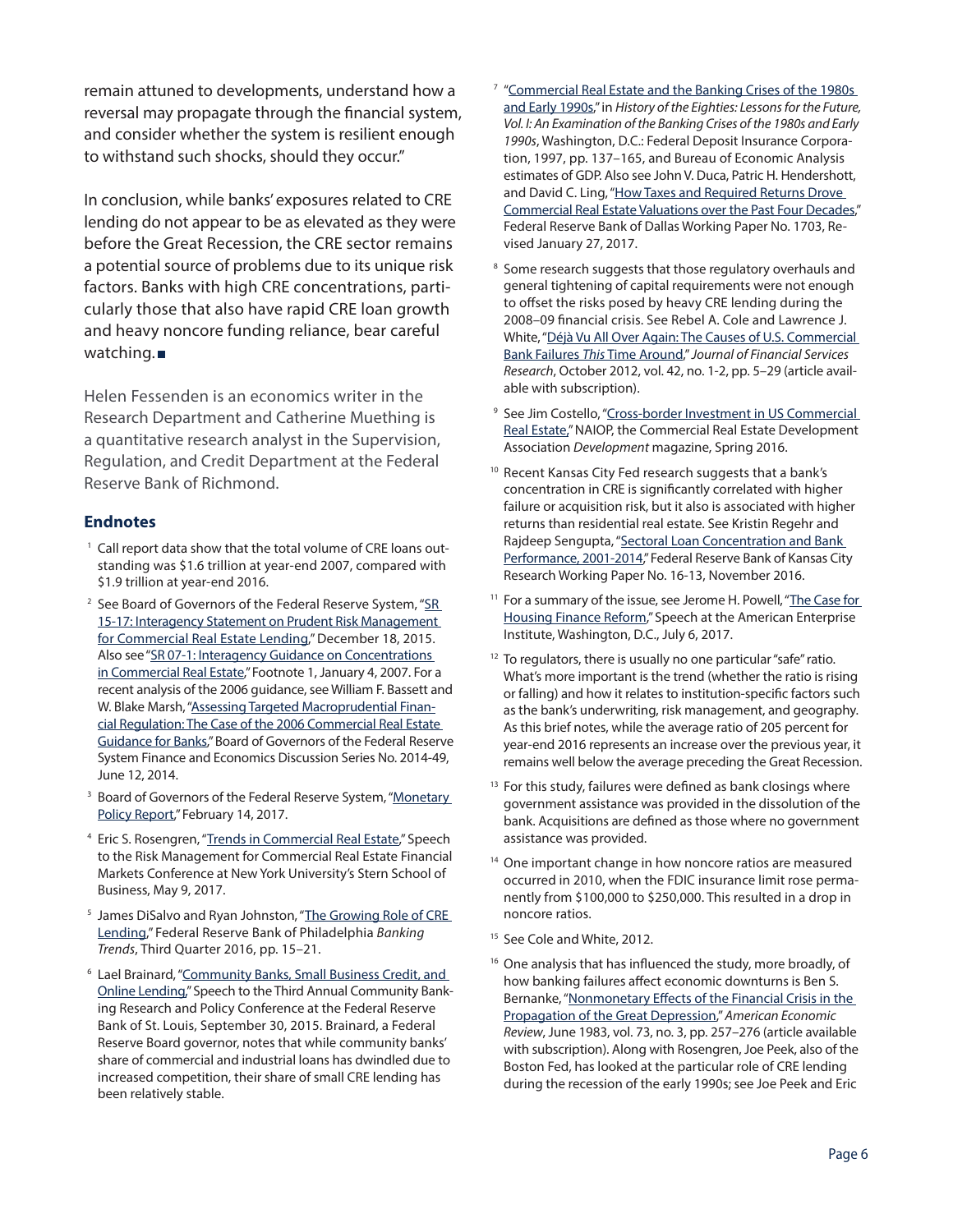remain attuned to developments, understand how a reversal may propagate through the financial system, and consider whether the system is resilient enough to withstand such shocks, should they occur."

In conclusion, while banks' exposures related to CRE lending do not appear to be as elevated as they were before the Great Recession, the CRE sector remains a potential source of problems due to its unique risk factors. Banks with high CRE concentrations, particularly those that also have rapid CRE loan growth and heavy noncore funding reliance, bear careful watching. ■

Helen Fessenden is an economics writer in the Research Department and Catherine Muething is a quantitative research analyst in the Supervision, Regulation, and Credit Department at the Federal Reserve Bank of Richmond.

## Endnotes

1. Call report data show that the total volume of CRE loans outstanding was $1.6 trillion at year-end 2007, compared with $1.9 trillion at year-end 2016.
2. See Board of Governors of the Federal Reserve System, "SR 15-17: Interagency Statement on Prudent Risk Management for Commercial Real Estate Lending," December 18, 2015. Also see "SR 07-1: Interagency Guidance on Concentrations in Commercial Real Estate," Footnote 1, January 4, 2007. For a recent analysis of the 2006 guidance, see William F. Bassett and W. Blake Marsh, "Assessing Targeted Macroprudential Financial Regulation: The Case of the 2006 Commercial Real Estate Guidance for Banks," Board of Governors of the Federal Reserve System Finance and Economics Discussion Series No. 2014-49, June 12, 2014.
3. Board of Governors of the Federal Reserve System, "Monetary Policy Report," February 14, 2017.
4. Eric S. Rosengren, "Trends in Commercial Real Estate," Speech to the Risk Management for Commercial Real Estate Financial Markets Conference at New York University's Stern School of Business, May 9, 2017.
5. James DiSalvo and Ryan Johnston, "The Growing Role of CRE Lending," Federal Reserve Bank of Philadelphia *Banking Trends*, Third Quarter 2016, pp. 15–21.
6. Lael Brainard, "Community Banks, Small Business Credit, and Online Lending," Speech to the Third Annual Community Banking Research and Policy Conference at the Federal Reserve Bank of St. Louis, September 30, 2015. Brainard, a Federal Reserve Board governor, notes that while community banks' share of commercial and industrial loans has dwindled due to increased competition, their share of small CRE lending has been relatively stable.
7. "Commercial Real Estate and the Banking Crises of the 1980s and Early 1990s," in *History of the Eighties: Lessons for the Future, Vol. I: An Examination of the Banking Crises of the 1980s and Early 1990s*, Washington, D.C.: Federal Deposit Insurance Corporation, 1997, pp. 137–165, and Bureau of Economic Analysis estimates of GDP. Also see John V. Duca, Patric H. Hendershott, and David C. Ling, "How Taxes and Required Returns Drove Commercial Real Estate Valuations over the Past Four Decades," Federal Reserve Bank of Dallas Working Paper No. 1703, Revised January 27, 2017.
8. Some research suggests that those regulatory overhauls and general tightening of capital requirements were not enough to offset the risks posed by heavy CRE lending during the 2008–09 financial crisis. See Rebel A. Cole and Lawrence J. White, "Déjà Vu All Over Again: The Causes of U.S. Commercial Bank Failures *This* Time Around," *Journal of Financial Services Research*, October 2012, vol. 42, no. 1-2, pp. 5–29 (article available with subscription).
9. See Jim Costello, "Cross-border Investment in US Commercial Real Estate," NAIOP, the Commercial Real Estate Development Association *Development* magazine, Spring 2016.
10. Recent Kansas City Fed research suggests that a bank's concentration in CRE is significantly correlated with higher failure or acquisition risk, but it also is associated with higher returns than residential real estate. See Kristin Regehr and Rajdeep Sengupta, "Sectoral Loan Concentration and Bank Performance, 2001-2014," Federal Reserve Bank of Kansas City Research Working Paper No. 16-13, November 2016.
11. For a summary of the issue, see Jerome H. Powell, "The Case for Housing Finance Reform," Speech at the American Enterprise Institute, Washington, D.C., July 6, 2017.
12. To regulators, there is usually no one particular "safe" ratio. What's more important is the trend (whether the ratio is rising or falling) and how it relates to institution-specific factors such as the bank's underwriting, risk management, and geography. As this brief notes, while the average ratio of 205 percent for year-end 2016 represents an increase over the previous year, it remains well below the average preceding the Great Recession.
13. For this study, failures were defined as bank closings where government assistance was provided in the dissolution of the bank. Acquisitions are defined as those where no government assistance was provided.
14. One important change in how noncore ratios are measured occurred in 2010, when the FDIC insurance limit rose permanently from $100,000 to $250,000. This resulted in a drop in noncore ratios.
15. See Cole and White, 2012.
16. One analysis that has influenced the study, more broadly, of how banking failures affect economic downturns is Ben S. Bernanke, "Nonmonetary Effects of the Financial Crisis in the Propagation of the Great Depression," *American Economic Review*, June 1983, vol. 73, no. 3, pp. 257–276 (article available with subscription). Along with Rosengren, Joe Peek, also of the Boston Fed, has looked at the particular role of CRE lending during the recession of the early 1990s; see Joe Peek and Eric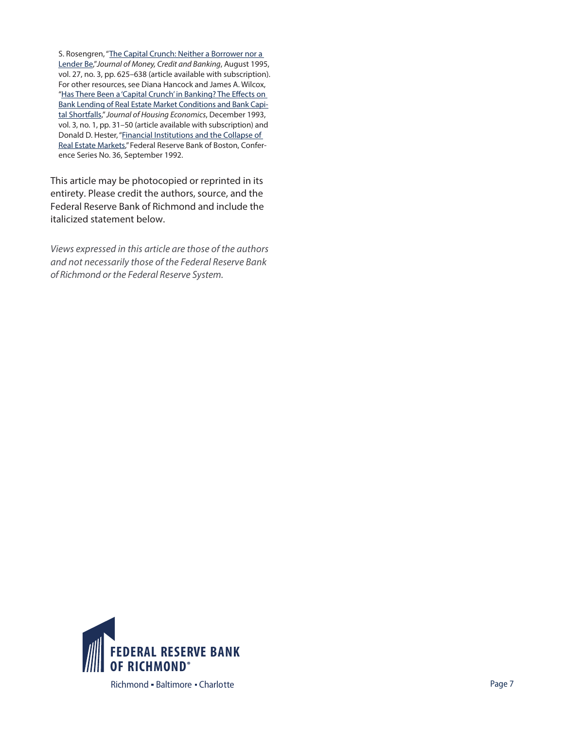S. Rosengren, "The Capital Crunch: Neither a Borrower nor a Lender Be," *Journal of Money, Credit and Banking*, August 1995, vol. 27, no. 3, pp. 625–638 (article available with subscription). For other resources, see Diana Hancock and James A. Wilcox, "Has There Been a 'Capital Crunch' in Banking? The Effects on Bank Lending of Real Estate Market Conditions and Bank Capital Shortfalls," *Journal of Housing Economics*, December 1993, vol. 3, no. 1, pp. 31–50 (article available with subscription) and Donald D. Hester, "Financial Institutions and the Collapse of Real Estate Markets," Federal Reserve Bank of Boston, Conference Series No. 36, September 1992.

This article may be photocopied or reprinted in its entirety. Please credit the authors, source, and the Federal Reserve Bank of Richmond and include the italicized statement below.

*Views expressed in this article are those of the authors and not necessarily those of the Federal Reserve Bank of Richmond or the Federal Reserve System.*

FEDERAL RESERVE BANK OF RICHMOND®

Richmond ▪ Baltimore ▪ Charlotte